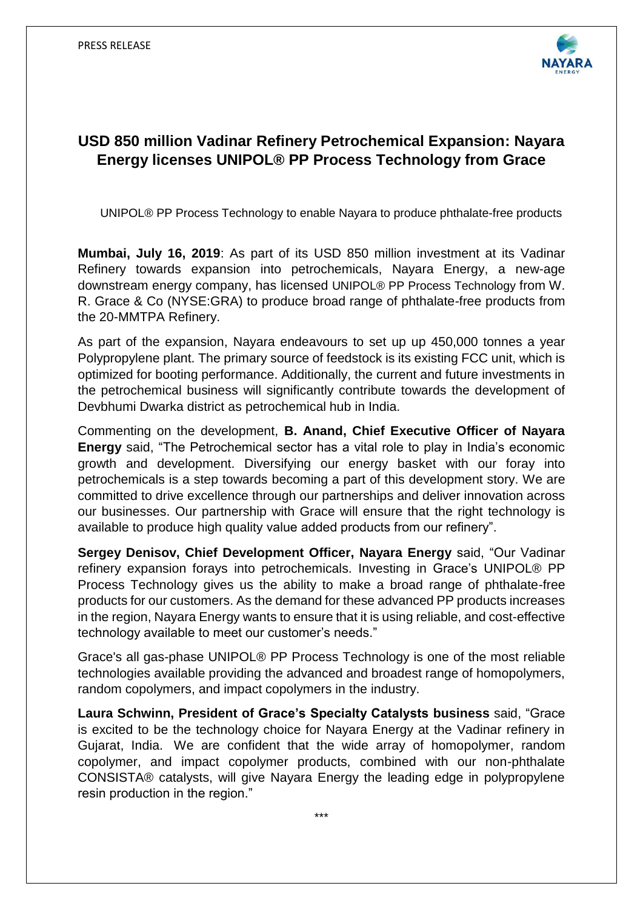PRESS RELEASE

# USD 850 million Vadinar Refinery Petrochemical Expansion: Nayara Energy licenses UNIPOL® PP Process Technology from Grace

UNIPOL® PP Process Technology to enable Nayara to produce phthalate-free products

**Mumbai, July 16, 2019**: As part of its USD 850 million investment at its Vadinar Refinery towards expansion into petrochemicals, Nayara Energy, a new-age downstream energy company, has licensed UNIPOL® PP Process Technology from W. R. Grace & Co (NYSE:GRA) to produce broad range of phthalate-free products from the 20-MMTPA Refinery.

As part of the expansion, Nayara endeavours to set up up 450,000 tonnes a year Polypropylene plant. The primary source of feedstock is its existing FCC unit, which is optimized for booting performance. Additionally, the current and future investments in the petrochemical business will significantly contribute towards the development of Devbhumi Dwarka district as petrochemical hub in India.

Commenting on the development, **B. Anand, Chief Executive Officer of Nayara Energy** said, "The Petrochemical sector has a vital role to play in India's economic growth and development. Diversifying our energy basket with our foray into petrochemicals is a step towards becoming a part of this development story. We are committed to drive excellence through our partnerships and deliver innovation across our businesses. Our partnership with Grace will ensure that the right technology is available to produce high quality value added products from our refinery".

**Sergey Denisov, Chief Development Officer, Nayara Energy** said, "Our Vadinar refinery expansion forays into petrochemicals. Investing in Grace's UNIPOL® PP Process Technology gives us the ability to make a broad range of phthalate-free products for our customers. As the demand for these advanced PP products increases in the region, Nayara Energy wants to ensure that it is using reliable, and cost-effective technology available to meet our customer's needs."

Grace's all gas-phase UNIPOL® PP Process Technology is one of the most reliable technologies available providing the advanced and broadest range of homopolymers, random copolymers, and impact copolymers in the industry.

**Laura Schwinn, President of Grace's Specialty Catalysts business** said, "Grace is excited to be the technology choice for Nayara Energy at the Vadinar refinery in Gujarat, India. We are confident that the wide array of homopolymer, random copolymer, and impact copolymer products, combined with our non-phthalate CONSISTA® catalysts, will give Nayara Energy the leading edge in polypropylene resin production in the region."

***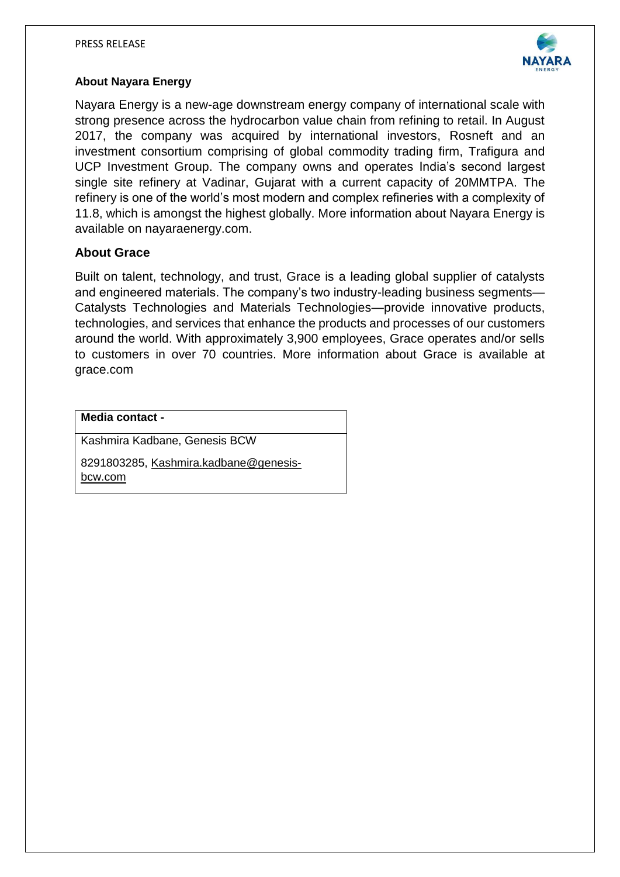## About Nayara Energy

Nayara Energy is a new-age downstream energy company of international scale with strong presence across the hydrocarbon value chain from refining to retail. In August 2017, the company was acquired by international investors, Rosneft and an investment consortium comprising of global commodity trading firm, Trafigura and UCP Investment Group. The company owns and operates India's second largest single site refinery at Vadinar, Gujarat with a current capacity of 20MMTPA. The refinery is one of the world's most modern and complex refineries with a complexity of 11.8, which is amongst the highest globally. More information about Nayara Energy is available on nayaraenergy.com.

## About Grace

Built on talent, technology, and trust, Grace is a leading global supplier of catalysts and engineered materials. The company's two industry-leading business segments—Catalysts Technologies and Materials Technologies—provide innovative products, technologies, and services that enhance the products and processes of our customers around the world. With approximately 3,900 employees, Grace operates and/or sells to customers in over 70 countries. More information about Grace is available at grace.com

| Media contact - |
| --- |
| Kashmira Kadbane, Genesis BCW<br>8291803285, Kashmira.kadbane@genesis-bcw.com |